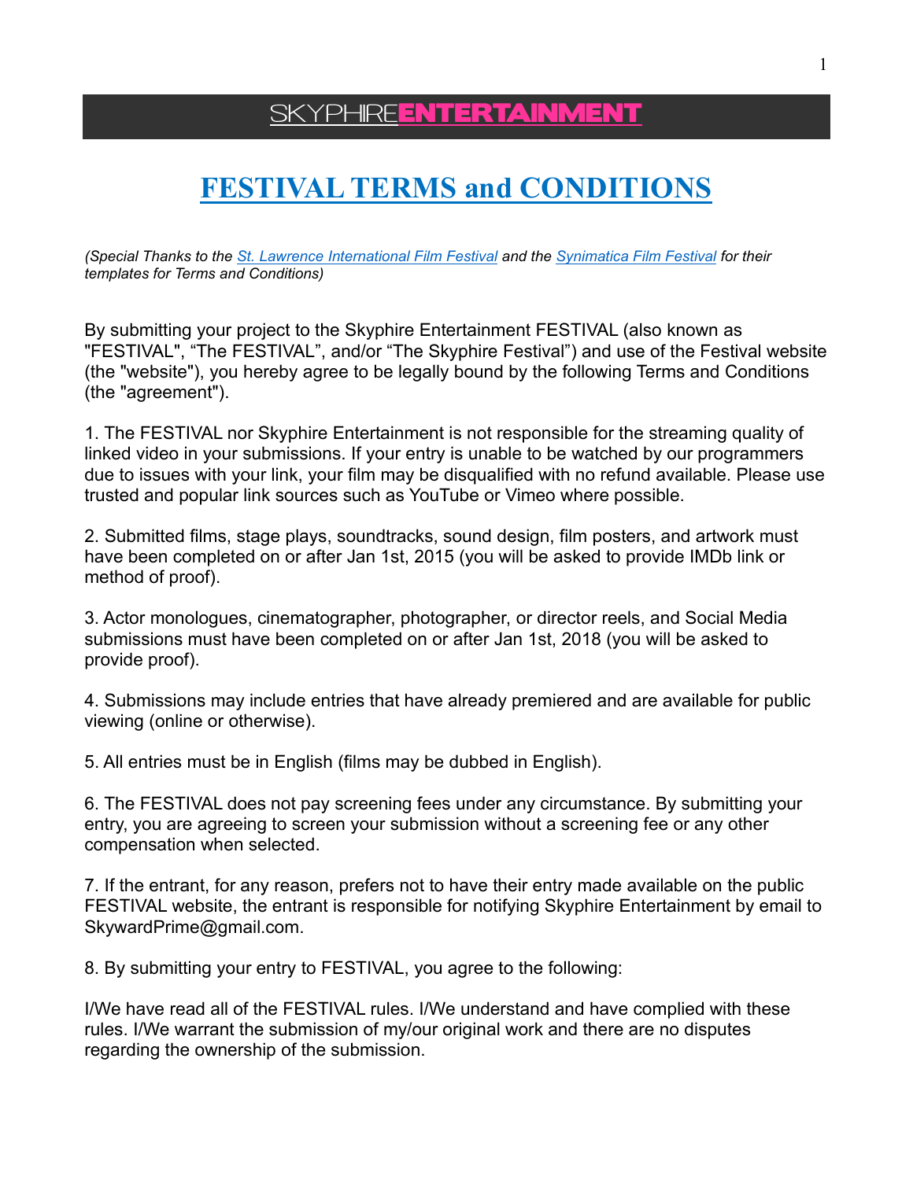**SKYPHIRE ENTERTAINMENT**

# FESTIVAL TERMS and CONDITIONS

*(Special Thanks to the St. Lawrence International Film Festival and the Synimatica Film Festival for their templates for Terms and Conditions)*

By submitting your project to the Skyphire Entertainment FESTIVAL (also known as "FESTIVAL", "The FESTIVAL", and/or "The Skyphire Festival") and use of the Festival website (the "website"), you hereby agree to be legally bound by the following Terms and Conditions (the "agreement").

1. The FESTIVAL nor Skyphire Entertainment is not responsible for the streaming quality of linked video in your submissions. If your entry is unable to be watched by our programmers due to issues with your link, your film may be disqualified with no refund available. Please use trusted and popular link sources such as YouTube or Vimeo where possible.

2. Submitted films, stage plays, soundtracks, sound design, film posters, and artwork must have been completed on or after Jan 1st, 2015 (you will be asked to provide IMDb link or method of proof).

3. Actor monologues, cinematographer, photographer, or director reels, and Social Media submissions must have been completed on or after Jan 1st, 2018 (you will be asked to provide proof).

4. Submissions may include entries that have already premiered and are available for public viewing (online or otherwise).

5. All entries must be in English (films may be dubbed in English).

6. The FESTIVAL does not pay screening fees under any circumstance. By submitting your entry, you are agreeing to screen your submission without a screening fee or any other compensation when selected.

7. If the entrant, for any reason, prefers not to have their entry made available on the public FESTIVAL website, the entrant is responsible for notifying Skyphire Entertainment by email to SkywardPrime@gmail.com.

8. By submitting your entry to FESTIVAL, you agree to the following:

I/We have read all of the FESTIVAL rules. I/We understand and have complied with these rules. I/We warrant the submission of my/our original work and there are no disputes regarding the ownership of the submission.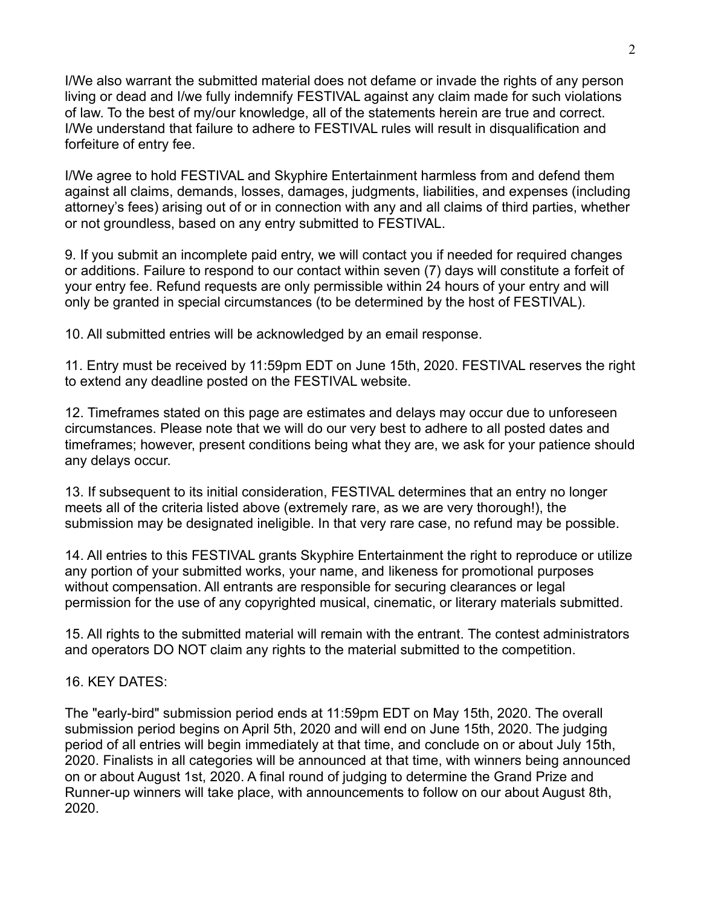I/We also warrant the submitted material does not defame or invade the rights of any person living or dead and I/we fully indemnify FESTIVAL against any claim made for such violations of law. To the best of my/our knowledge, all of the statements herein are true and correct. I/We understand that failure to adhere to FESTIVAL rules will result in disqualification and forfeiture of entry fee.

I/We agree to hold FESTIVAL and Skyphire Entertainment harmless from and defend them against all claims, demands, losses, damages, judgments, liabilities, and expenses (including attorney's fees) arising out of or in connection with any and all claims of third parties, whether or not groundless, based on any entry submitted to FESTIVAL.

9. If you submit an incomplete paid entry, we will contact you if needed for required changes or additions. Failure to respond to our contact within seven (7) days will constitute a forfeit of your entry fee. Refund requests are only permissible within 24 hours of your entry and will only be granted in special circumstances (to be determined by the host of FESTIVAL).

10. All submitted entries will be acknowledged by an email response.

11. Entry must be received by 11:59pm EDT on June 15th, 2020. FESTIVAL reserves the right to extend any deadline posted on the FESTIVAL website.

12. Timeframes stated on this page are estimates and delays may occur due to unforeseen circumstances. Please note that we will do our very best to adhere to all posted dates and timeframes; however, present conditions being what they are, we ask for your patience should any delays occur.

13. If subsequent to its initial consideration, FESTIVAL determines that an entry no longer meets all of the criteria listed above (extremely rare, as we are very thorough!), the submission may be designated ineligible. In that very rare case, no refund may be possible.

14. All entries to this FESTIVAL grants Skyphire Entertainment the right to reproduce or utilize any portion of your submitted works, your name, and likeness for promotional purposes without compensation. All entrants are responsible for securing clearances or legal permission for the use of any copyrighted musical, cinematic, or literary materials submitted.

15. All rights to the submitted material will remain with the entrant. The contest administrators and operators DO NOT claim any rights to the material submitted to the competition.

16. KEY DATES:

The "early-bird" submission period ends at 11:59pm EDT on May 15th, 2020. The overall submission period begins on April 5th, 2020 and will end on June 15th, 2020. The judging period of all entries will begin immediately at that time, and conclude on or about July 15th, 2020. Finalists in all categories will be announced at that time, with winners being announced on or about August 1st, 2020. A final round of judging to determine the Grand Prize and Runner-up winners will take place, with announcements to follow on our about August 8th, 2020.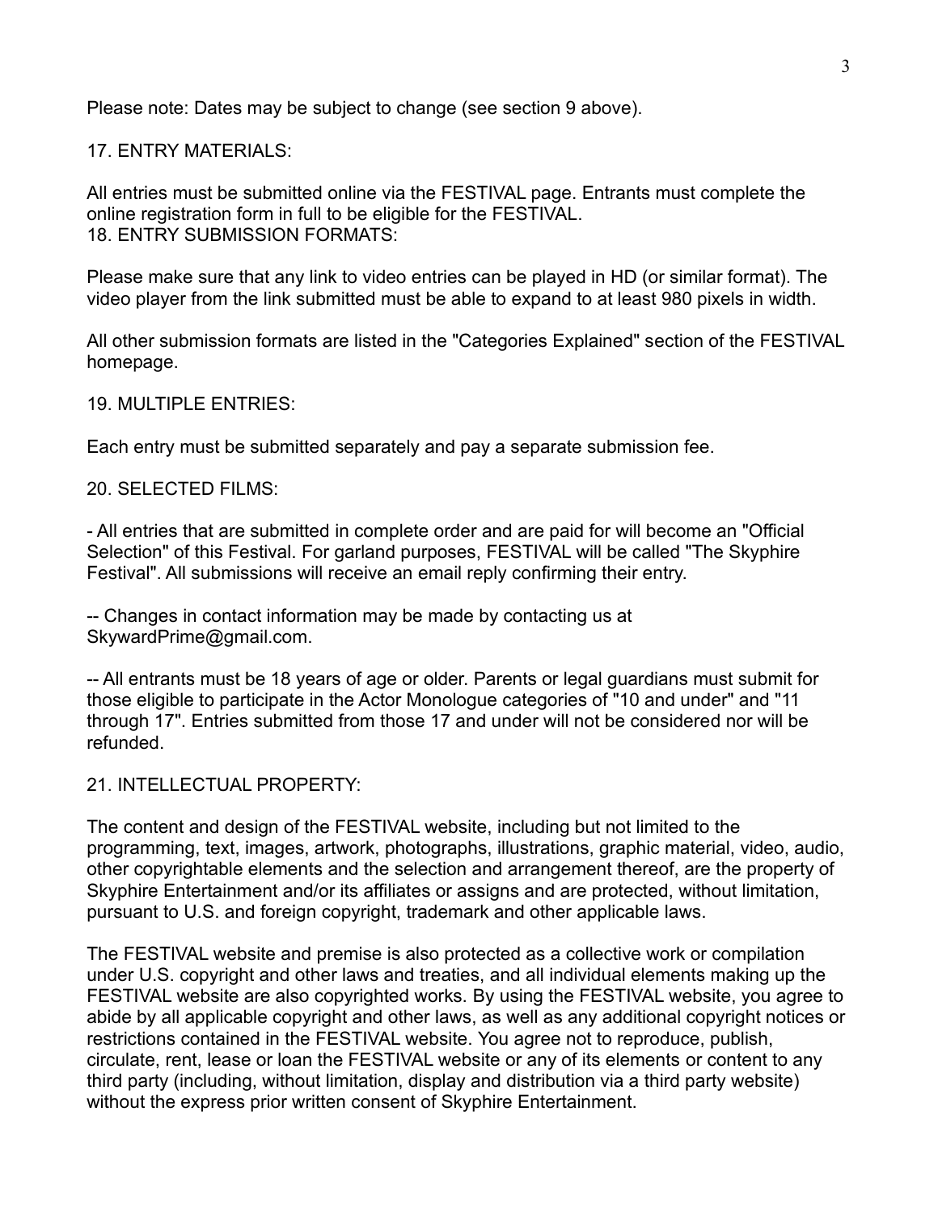Please note: Dates may be subject to change (see section 9 above).

17. ENTRY MATERIALS:

All entries must be submitted online via the FESTIVAL page. Entrants must complete the online registration form in full to be eligible for the FESTIVAL.

18. ENTRY SUBMISSION FORMATS:

Please make sure that any link to video entries can be played in HD (or similar format). The video player from the link submitted must be able to expand to at least 980 pixels in width.

All other submission formats are listed in the "Categories Explained" section of the FESTIVAL homepage.

19. MULTIPLE ENTRIES:

Each entry must be submitted separately and pay a separate submission fee.

20. SELECTED FILMS:

- All entries that are submitted in complete order and are paid for will become an "Official Selection" of this Festival. For garland purposes, FESTIVAL will be called "The Skyphire Festival". All submissions will receive an email reply confirming their entry.

-- Changes in contact information may be made by contacting us at SkywardPrime@gmail.com.

-- All entrants must be 18 years of age or older. Parents or legal guardians must submit for those eligible to participate in the Actor Monologue categories of "10 and under" and "11 through 17". Entries submitted from those 17 and under will not be considered nor will be refunded.

21. INTELLECTUAL PROPERTY:

The content and design of the FESTIVAL website, including but not limited to the programming, text, images, artwork, photographs, illustrations, graphic material, video, audio, other copyrightable elements and the selection and arrangement thereof, are the property of Skyphire Entertainment and/or its affiliates or assigns and are protected, without limitation, pursuant to U.S. and foreign copyright, trademark and other applicable laws.

The FESTIVAL website and premise is also protected as a collective work or compilation under U.S. copyright and other laws and treaties, and all individual elements making up the FESTIVAL website are also copyrighted works. By using the FESTIVAL website, you agree to abide by all applicable copyright and other laws, as well as any additional copyright notices or restrictions contained in the FESTIVAL website. You agree not to reproduce, publish, circulate, rent, lease or loan the FESTIVAL website or any of its elements or content to any third party (including, without limitation, display and distribution via a third party website) without the express prior written consent of Skyphire Entertainment.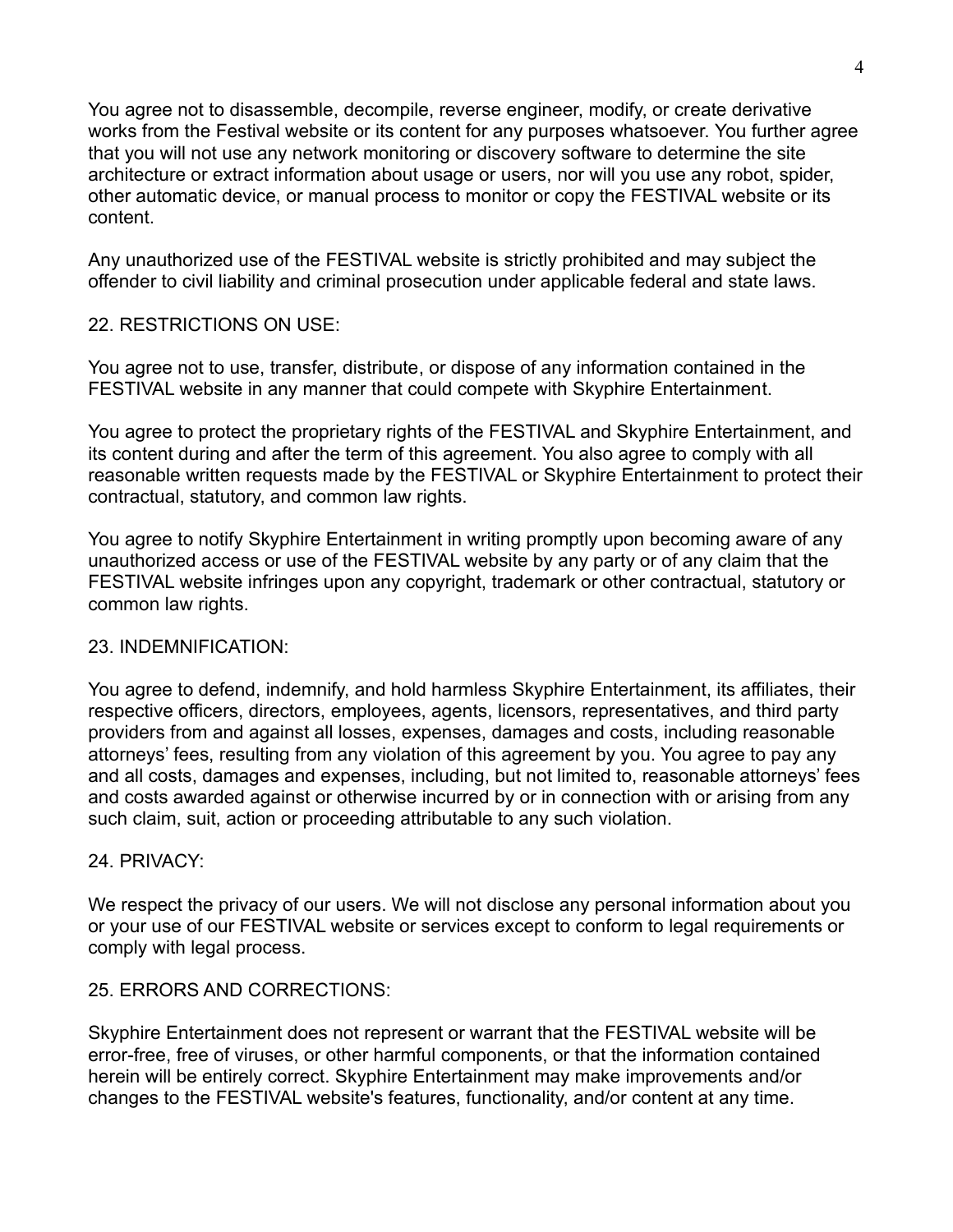You agree not to disassemble, decompile, reverse engineer, modify, or create derivative works from the Festival website or its content for any purposes whatsoever. You further agree that you will not use any network monitoring or discovery software to determine the site architecture or extract information about usage or users, nor will you use any robot, spider, other automatic device, or manual process to monitor or copy the FESTIVAL website or its content.

Any unauthorized use of the FESTIVAL website is strictly prohibited and may subject the offender to civil liability and criminal prosecution under applicable federal and state laws.

## 22. RESTRICTIONS ON USE:

You agree not to use, transfer, distribute, or dispose of any information contained in the FESTIVAL website in any manner that could compete with Skyphire Entertainment.

You agree to protect the proprietary rights of the FESTIVAL and Skyphire Entertainment, and its content during and after the term of this agreement. You also agree to comply with all reasonable written requests made by the FESTIVAL or Skyphire Entertainment to protect their contractual, statutory, and common law rights.

You agree to notify Skyphire Entertainment in writing promptly upon becoming aware of any unauthorized access or use of the FESTIVAL website by any party or of any claim that the FESTIVAL website infringes upon any copyright, trademark or other contractual, statutory or common law rights.

## 23. INDEMNIFICATION:

You agree to defend, indemnify, and hold harmless Skyphire Entertainment, its affiliates, their respective officers, directors, employees, agents, licensors, representatives, and third party providers from and against all losses, expenses, damages and costs, including reasonable attorneys' fees, resulting from any violation of this agreement by you. You agree to pay any and all costs, damages and expenses, including, but not limited to, reasonable attorneys' fees and costs awarded against or otherwise incurred by or in connection with or arising from any such claim, suit, action or proceeding attributable to any such violation.

## 24. PRIVACY:

We respect the privacy of our users. We will not disclose any personal information about you or your use of our FESTIVAL website or services except to conform to legal requirements or comply with legal process.

## 25. ERRORS AND CORRECTIONS:

Skyphire Entertainment does not represent or warrant that the FESTIVAL website will be error-free, free of viruses, or other harmful components, or that the information contained herein will be entirely correct. Skyphire Entertainment may make improvements and/or changes to the FESTIVAL website's features, functionality, and/or content at any time.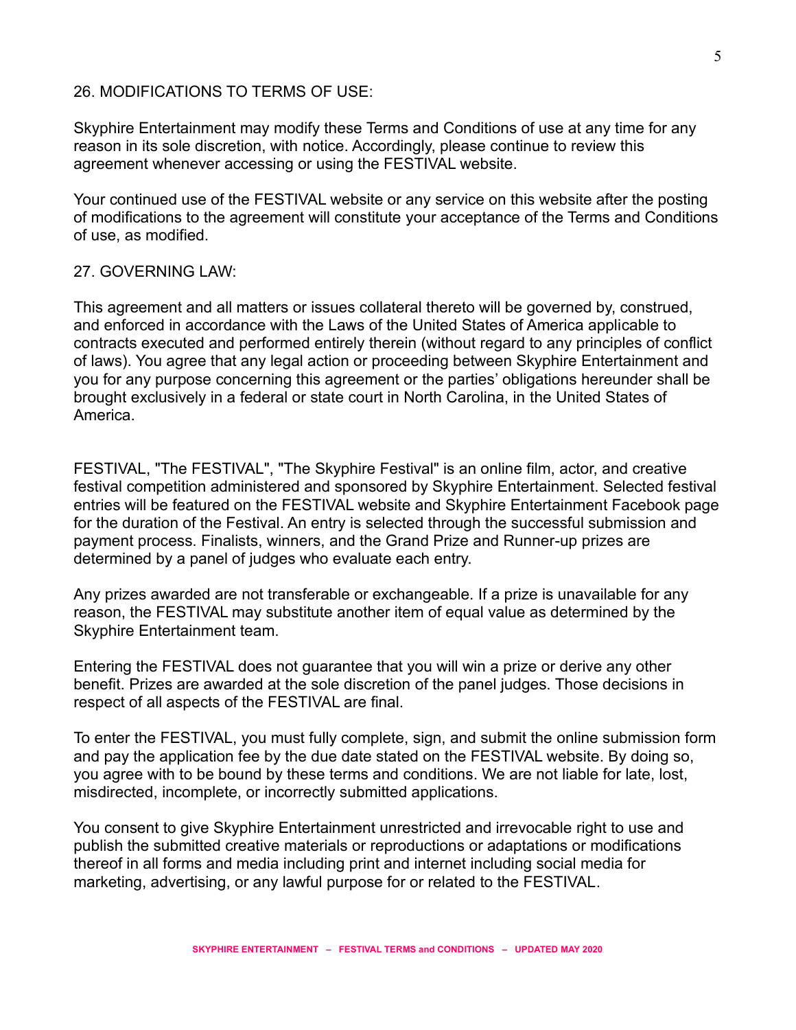26. MODIFICATIONS TO TERMS OF USE:

Skyphire Entertainment may modify these Terms and Conditions of use at any time for any reason in its sole discretion, with notice. Accordingly, please continue to review this agreement whenever accessing or using the FESTIVAL website.

Your continued use of the FESTIVAL website or any service on this website after the posting of modifications to the agreement will constitute your acceptance of the Terms and Conditions of use, as modified.

27. GOVERNING LAW:

This agreement and all matters or issues collateral thereto will be governed by, construed, and enforced in accordance with the Laws of the United States of America applicable to contracts executed and performed entirely therein (without regard to any principles of conflict of laws). You agree that any legal action or proceeding between Skyphire Entertainment and you for any purpose concerning this agreement or the parties' obligations hereunder shall be brought exclusively in a federal or state court in North Carolina, in the United States of America.

FESTIVAL, "The FESTIVAL", "The Skyphire Festival" is an online film, actor, and creative festival competition administered and sponsored by Skyphire Entertainment. Selected festival entries will be featured on the FESTIVAL website and Skyphire Entertainment Facebook page for the duration of the Festival. An entry is selected through the successful submission and payment process. Finalists, winners, and the Grand Prize and Runner-up prizes are determined by a panel of judges who evaluate each entry.

Any prizes awarded are not transferable or exchangeable. If a prize is unavailable for any reason, the FESTIVAL may substitute another item of equal value as determined by the Skyphire Entertainment team.

Entering the FESTIVAL does not guarantee that you will win a prize or derive any other benefit. Prizes are awarded at the sole discretion of the panel judges. Those decisions in respect of all aspects of the FESTIVAL are final.

To enter the FESTIVAL, you must fully complete, sign, and submit the online submission form and pay the application fee by the due date stated on the FESTIVAL website. By doing so, you agree with to be bound by these terms and conditions. We are not liable for late, lost, misdirected, incomplete, or incorrectly submitted applications.

You consent to give Skyphire Entertainment unrestricted and irrevocable right to use and publish the submitted creative materials or reproductions or adaptations or modifications thereof in all forms and media including print and internet including social media for marketing, advertising, or any lawful purpose for or related to the FESTIVAL.